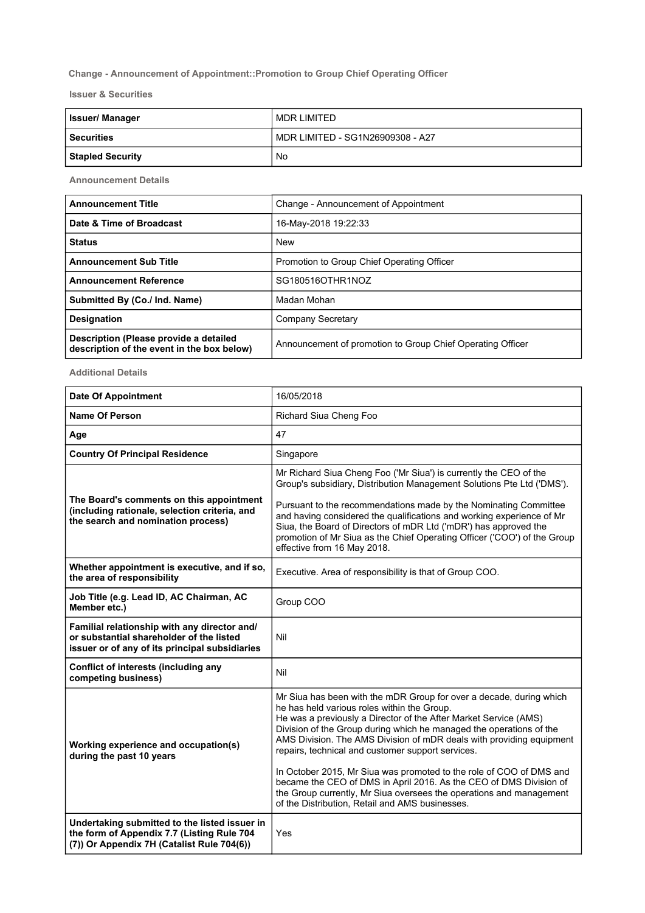# Change - Announcement of Appointment::Promotion to Group Chief Operating Officer

## Issuer & Securities

| | |
|---|---|
| **Issuer/ Manager** | MDR LIMITED |
| **Securities** | MDR LIMITED - SG1N26909308 - A27 |
| **Stapled Security** | No |

## Announcement Details

| | |
|---|---|
| **Announcement Title** | Change - Announcement of Appointment |
| **Date & Time of Broadcast** | 16-May-2018 19:22:33 |
| **Status** | New |
| **Announcement Sub Title** | Promotion to Group Chief Operating Officer |
| **Announcement Reference** | SG180516OTHR1NOZ |
| **Submitted By (Co./ Ind. Name)** | Madan Mohan |
| **Designation** | Company Secretary |
| **Description (Please provide a detailed description of the event in the box below)** | Announcement of promotion to Group Chief Operating Officer |

## Additional Details

| | |
|---|---|
| **Date Of Appointment** | 16/05/2018 |
| **Name Of Person** | Richard Siua Cheng Foo |
| **Age** | 47 |
| **Country Of Principal Residence** | Singapore |
| **The Board's comments on this appointment (including rationale, selection criteria, and the search and nomination process)** | Mr Richard Siua Cheng Foo ('Mr Siua') is currently the CEO of the Group's subsidiary, Distribution Management Solutions Pte Ltd ('DMS').<br><br>Pursuant to the recommendations made by the Nominating Committee and having considered the qualifications and working experience of Mr Siua, the Board of Directors of mDR Ltd ('mDR') has approved the promotion of Mr Siua as the Chief Operating Officer ('COO') of the Group effective from 16 May 2018. |
| **Whether appointment is executive, and if so, the area of responsibility** | Executive. Area of responsibility is that of Group COO. |
| **Job Title (e.g. Lead ID, AC Chairman, AC Member etc.)** | Group COO |
| **Familial relationship with any director and/ or substantial shareholder of the listed issuer or of any of its principal subsidiaries** | Nil |
| **Conflict of interests (including any competing business)** | Nil |
| **Working experience and occupation(s) during the past 10 years** | Mr Siua has been with the mDR Group for over a decade, during which he has held various roles within the Group.<br>He was a previously a Director of the After Market Service (AMS) Division of the Group during which he managed the operations of the AMS Division. The AMS Division of mDR deals with providing equipment repairs, technical and customer support services.<br><br>In October 2015, Mr Siua was promoted to the role of COO of DMS and became the CEO of DMS in April 2016. As the CEO of DMS Division of the Group currently, Mr Siua oversees the operations and management of the Distribution, Retail and AMS businesses. |
| **Undertaking submitted to the listed issuer in the form of Appendix 7.7 (Listing Rule 704 (7)) Or Appendix 7H (Catalist Rule 704(6))** | Yes |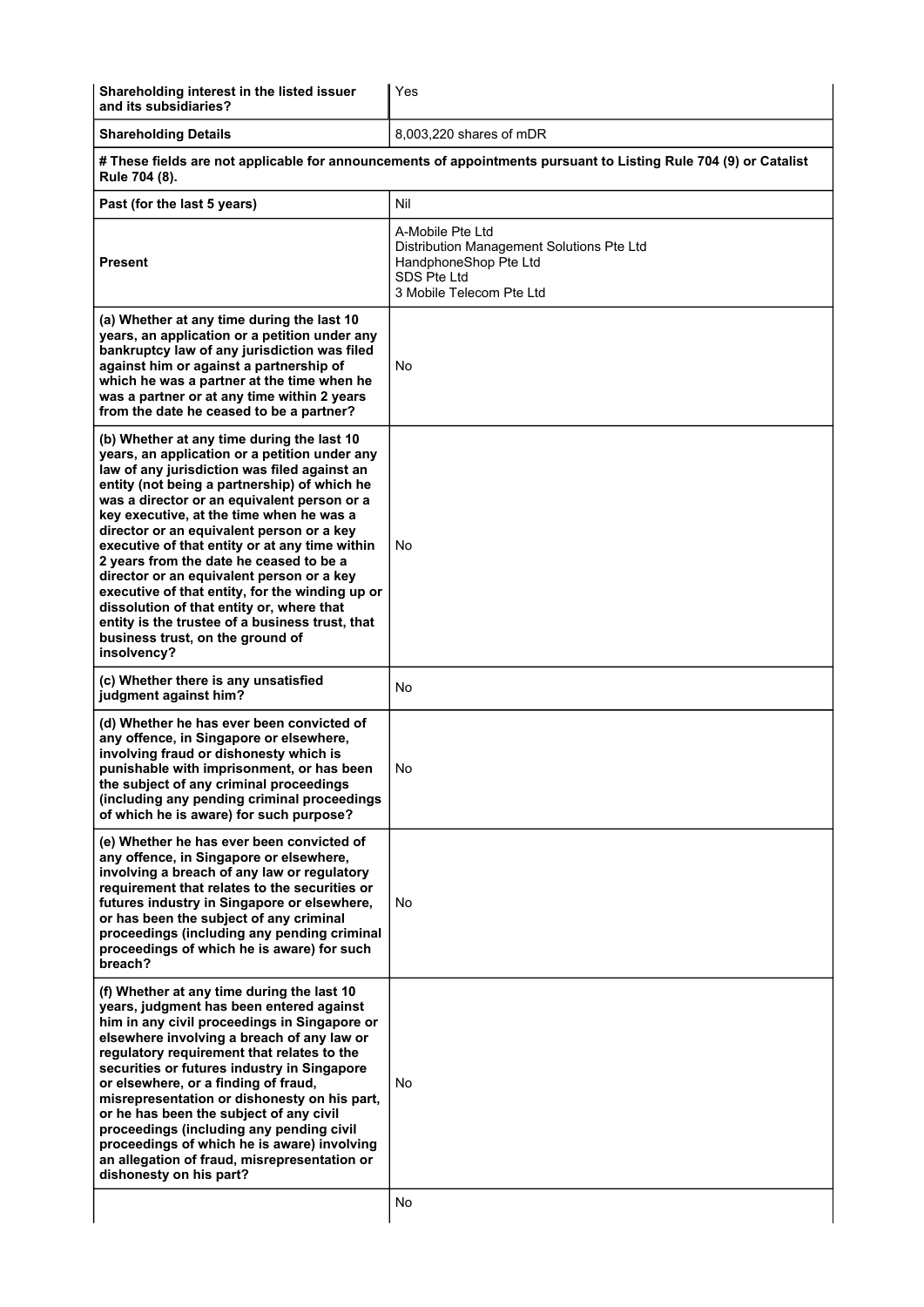| | |
|---|---|
| **Shareholding interest in the listed issuer and its subsidiaries?** | Yes |
| **Shareholding Details** | 8,003,220 shares of mDR |
| **# These fields are not applicable for announcements of appointments pursuant to Listing Rule 704 (9) or Catalist Rule 704 (8).** | |
| **Past (for the last 5 years)** | Nil |
| **Present** | A-Mobile Pte Ltd<br>Distribution Management Solutions Pte Ltd<br>HandphoneShop Pte Ltd<br>SDS Pte Ltd<br>3 Mobile Telecom Pte Ltd |
| **(a) Whether at any time during the last 10 years, an application or a petition under any bankruptcy law of any jurisdiction was filed against him or against a partnership of which he was a partner at the time when he was a partner or at any time within 2 years from the date he ceased to be a partner?** | No |
| **(b) Whether at any time during the last 10 years, an application or a petition under any law of any jurisdiction was filed against an entity (not being a partnership) of which he was a director or an equivalent person or a key executive, at the time when he was a director or an equivalent person or a key executive of that entity or at any time within 2 years from the date he ceased to be a director or an equivalent person or a key executive of that entity, for the winding up or dissolution of that entity or, where that entity is the trustee of a business trust, that business trust, on the ground of insolvency?** | No |
| **(c) Whether there is any unsatisfied judgment against him?** | No |
| **(d) Whether he has ever been convicted of any offence, in Singapore or elsewhere, involving fraud or dishonesty which is punishable with imprisonment, or has been the subject of any criminal proceedings (including any pending criminal proceedings of which he is aware) for such purpose?** | No |
| **(e) Whether he has ever been convicted of any offence, in Singapore or elsewhere, involving a breach of any law or regulatory requirement that relates to the securities or futures industry in Singapore or elsewhere, or has been the subject of any criminal proceedings (including any pending criminal proceedings of which he is aware) for such breach?** | No |
| **(f) Whether at any time during the last 10 years, judgment has been entered against him in any civil proceedings in Singapore or elsewhere involving a breach of any law or regulatory requirement that relates to the securities or futures industry in Singapore or elsewhere, or a finding of fraud, misrepresentation or dishonesty on his part, or he has been the subject of any civil proceedings (including any pending civil proceedings of which he is aware) involving an allegation of fraud, misrepresentation or dishonesty on his part?** | No |
| | No |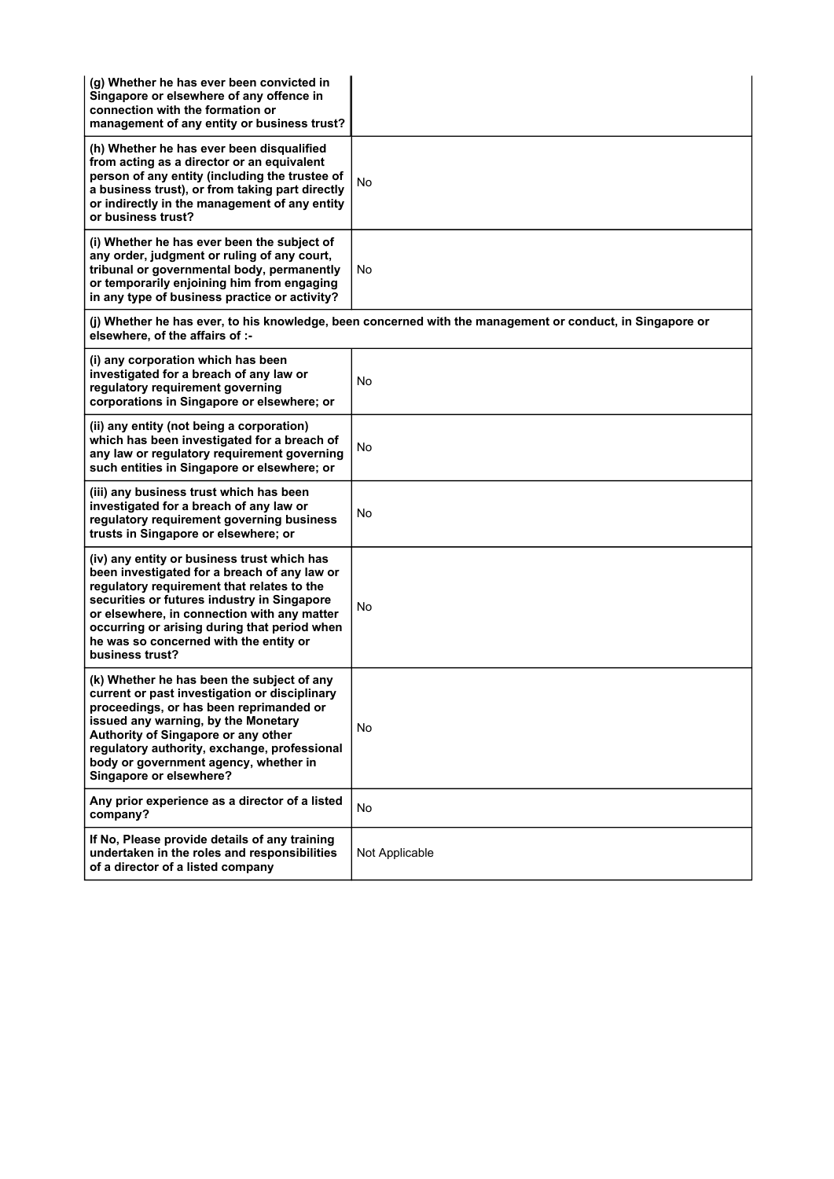| | |
|---|---|
| **(g) Whether he has ever been convicted in Singapore or elsewhere of any offence in connection with the formation or management of any entity or business trust?** | |
| **(h) Whether he has ever been disqualified from acting as a director or an equivalent person of any entity (including the trustee of a business trust), or from taking part directly or indirectly in the management of any entity or business trust?** | No |
| **(i) Whether he has ever been the subject of any order, judgment or ruling of any court, tribunal or governmental body, permanently or temporarily enjoining him from engaging in any type of business practice or activity?** | No |
| **(j) Whether he has ever, to his knowledge, been concerned with the management or conduct, in Singapore or elsewhere, of the affairs of :-** | |
| **(i) any corporation which has been investigated for a breach of any law or regulatory requirement governing corporations in Singapore or elsewhere; or** | No |
| **(ii) any entity (not being a corporation) which has been investigated for a breach of any law or regulatory requirement governing such entities in Singapore or elsewhere; or** | No |
| **(iii) any business trust which has been investigated for a breach of any law or regulatory requirement governing business trusts in Singapore or elsewhere; or** | No |
| **(iv) any entity or business trust which has been investigated for a breach of any law or regulatory requirement that relates to the securities or futures industry in Singapore or elsewhere, in connection with any matter occurring or arising during that period when he was so concerned with the entity or business trust?** | No |
| **(k) Whether he has been the subject of any current or past investigation or disciplinary proceedings, or has been reprimanded or issued any warning, by the Monetary Authority of Singapore or any other regulatory authority, exchange, professional body or government agency, whether in Singapore or elsewhere?** | No |
| **Any prior experience as a director of a listed company?** | No |
| **If No, Please provide details of any training undertaken in the roles and responsibilities of a director of a listed company** | Not Applicable |